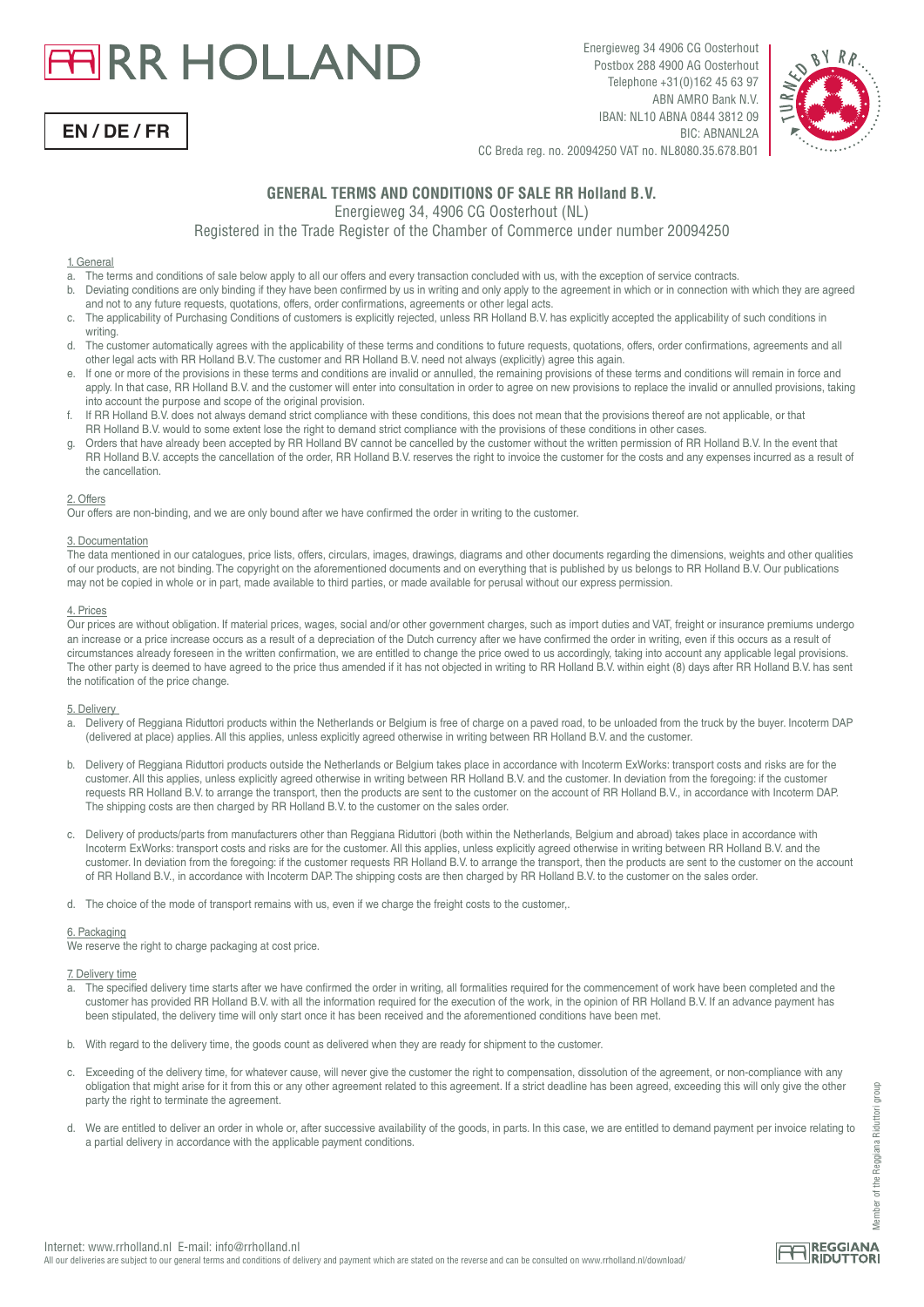# RR HOLLAND

**EN / DE / FR**

Energieweg 34 4906 CG Oosterhout
Postbox 288 4900 AG Oosterhout
Telephone +31(0)162 45 63 97
ABN AMRO Bank N.V.
IBAN: NL10 ABNA 0844 3812 09
BIC: ABNANL2A
CC Breda reg. no. 20094250 VAT no. NL8080.35.678.B01

## GENERAL TERMS AND CONDITIONS OF SALE RR Holland B.V.

Energieweg 34, 4906 CG Oosterhout (NL)

Registered in the Trade Register of the Chamber of Commerce under number 20094250

### 1. General

a. The terms and conditions of sale below apply to all our offers and every transaction concluded with us, with the exception of service contracts.

b. Deviating conditions are only binding if they have been confirmed by us in writing and only apply to the agreement in which or in connection with which they are agreed and not to any future requests, quotations, offers, order confirmations, agreements or other legal acts.

c. The applicability of Purchasing Conditions of customers is explicitly rejected, unless RR Holland B.V. has explicitly accepted the applicability of such conditions in writing.

d. The customer automatically agrees with the applicability of these terms and conditions to future requests, quotations, offers, order confirmations, agreements and all other legal acts with RR Holland B.V. The customer and RR Holland B.V. need not always (explicitly) agree this again.

e. If one or more of the provisions in these terms and conditions are invalid or annulled, the remaining provisions of these terms and conditions will remain in force and apply. In that case, RR Holland B.V. and the customer will enter into consultation in order to agree on new provisions to replace the invalid or annulled provisions, taking into account the purpose and scope of the original provision.

f. If RR Holland B.V. does not always demand strict compliance with these conditions, this does not mean that the provisions thereof are not applicable, or that RR Holland B.V. would to some extent lose the right to demand strict compliance with the provisions of these conditions in other cases.

g. Orders that have already been accepted by RR Holland BV cannot be cancelled by the customer without the written permission of RR Holland B.V. In the event that RR Holland B.V. accepts the cancellation of the order, RR Holland B.V. reserves the right to invoice the customer for the costs and any expenses incurred as a result of the cancellation.

### 2. Offers

Our offers are non-binding, and we are only bound after we have confirmed the order in writing to the customer.

### 3. Documentation

The data mentioned in our catalogues, price lists, offers, circulars, images, drawings, diagrams and other documents regarding the dimensions, weights and other qualities of our products, are not binding. The copyright on the aforementioned documents and on everything that is published by us belongs to RR Holland B.V. Our publications may not be copied in whole or in part, made available to third parties, or made available for perusal without our express permission.

### 4. Prices

Our prices are without obligation. If material prices, wages, social and/or other government charges, such as import duties and VAT, freight or insurance premiums undergo an increase or a price increase occurs as a result of a depreciation of the Dutch currency after we have confirmed the order in writing, even if this occurs as a result of circumstances already foreseen in the written confirmation, we are entitled to change the price owed to us accordingly, taking into account any applicable legal provisions. The other party is deemed to have agreed to the price thus amended if it has not objected in writing to RR Holland B.V. within eight (8) days after RR Holland B.V. has sent the notification of the price change.

### 5. Delivery

a. Delivery of Reggiana Riduttori products within the Netherlands or Belgium is free of charge on a paved road, to be unloaded from the truck by the buyer. Incoterm DAP (delivered at place) applies. All this applies, unless explicitly agreed otherwise in writing between RR Holland B.V. and the customer.

b. Delivery of Reggiana Riduttori products outside the Netherlands or Belgium takes place in accordance with Incoterm ExWorks: transport costs and risks are for the customer. All this applies, unless explicitly agreed otherwise in writing between RR Holland B.V. and the customer. In deviation from the foregoing: if the customer requests RR Holland B.V. to arrange the transport, then the products are sent to the customer on the account of RR Holland B.V., in accordance with Incoterm DAP. The shipping costs are then charged by RR Holland B.V. to the customer on the sales order.

c. Delivery of products/parts from manufacturers other than Reggiana Riduttori (both within the Netherlands, Belgium and abroad) takes place in accordance with Incoterm ExWorks: transport costs and risks are for the customer. All this applies, unless explicitly agreed otherwise in writing between RR Holland B.V. and the customer. In deviation from the foregoing: if the customer requests RR Holland B.V. to arrange the transport, then the products are sent to the customer on the account of RR Holland B.V., in accordance with Incoterm DAP. The shipping costs are then charged by RR Holland B.V. to the customer on the sales order.

d. The choice of the mode of transport remains with us, even if we charge the freight costs to the customer,.

### 6. Packaging

We reserve the right to charge packaging at cost price.

### 7. Delivery time

a. The specified delivery time starts after we have confirmed the order in writing, all formalities required for the commencement of work have been completed and the customer has provided RR Holland B.V. with all the information required for the execution of the work, in the opinion of RR Holland B.V. If an advance payment has been stipulated, the delivery time will only start once it has been received and the aforementioned conditions have been met.

b. With regard to the delivery time, the goods count as delivered when they are ready for shipment to the customer.

c. Exceeding of the delivery time, for whatever cause, will never give the customer the right to compensation, dissolution of the agreement, or non-compliance with any obligation that might arise for it from this or any other agreement related to this agreement. If a strict deadline has been agreed, exceeding this will only give the other party the right to terminate the agreement.

d. We are entitled to deliver an order in whole or, after successive availability of the goods, in parts. In this case, we are entitled to demand payment per invoice relating to a partial delivery in accordance with the applicable payment conditions.

Internet: www.rrholland.nl E-mail: info@rrholland.nl

All our deliveries are subject to our general terms and conditions of delivery and payment which are stated on the reverse and can be consulted on www.rrholland.nl/download/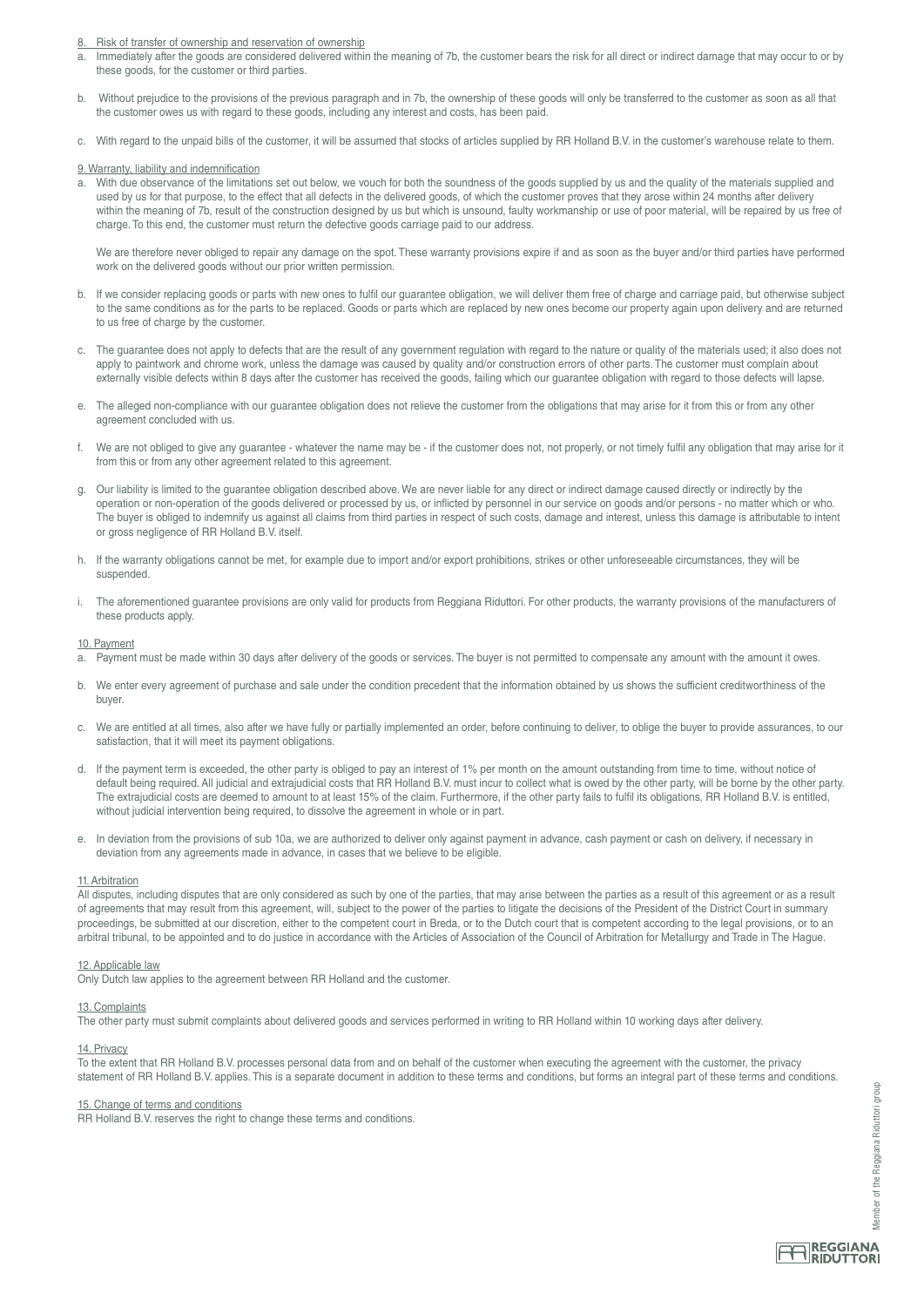8. Risk of transfer of ownership and reservation of ownership

a. Immediately after the goods are considered delivered within the meaning of 7b, the customer bears the risk for all direct or indirect damage that may occur to or by these goods, for the customer or third parties.

b. Without prejudice to the provisions of the previous paragraph and in 7b, the ownership of these goods will only be transferred to the customer as soon as all that the customer owes us with regard to these goods, including any interest and costs, has been paid.

c. With regard to the unpaid bills of the customer, it will be assumed that stocks of articles supplied by RR Holland B.V. in the customer's warehouse relate to them.

9. Warranty, liability and indemnification

a. With due observance of the limitations set out below, we vouch for both the soundness of the goods supplied by us and the quality of the materials supplied and used by us for that purpose, to the effect that all defects in the delivered goods, of which the customer proves that they arose within 24 months after delivery within the meaning of 7b, result of the construction designed by us but which is unsound, faulty workmanship or use of poor material, will be repaired by us free of charge. To this end, the customer must return the defective goods carriage paid to our address.

We are therefore never obliged to repair any damage on the spot. These warranty provisions expire if and as soon as the buyer and/or third parties have performed work on the delivered goods without our prior written permission.

b. If we consider replacing goods or parts with new ones to fulfil our guarantee obligation, we will deliver them free of charge and carriage paid, but otherwise subject to the same conditions as for the parts to be replaced. Goods or parts which are replaced by new ones become our property again upon delivery and are returned to us free of charge by the customer.

c. The guarantee does not apply to defects that are the result of any government regulation with regard to the nature or quality of the materials used; it also does not apply to paintwork and chrome work, unless the damage was caused by quality and/or construction errors of other parts. The customer must complain about externally visible defects within 8 days after the customer has received the goods, failing which our guarantee obligation with regard to those defects will lapse.

e. The alleged non-compliance with our guarantee obligation does not relieve the customer from the obligations that may arise for it from this or from any other agreement concluded with us.

f. We are not obliged to give any guarantee - whatever the name may be - if the customer does not, not properly, or not timely fulfil any obligation that may arise for it from this or from any other agreement related to this agreement.

g. Our liability is limited to the guarantee obligation described above. We are never liable for any direct or indirect damage caused directly or indirectly by the operation or non-operation of the goods delivered or processed by us, or inflicted by personnel in our service on goods and/or persons - no matter which or who. The buyer is obliged to indemnify us against all claims from third parties in respect of such costs, damage and interest, unless this damage is attributable to intent or gross negligence of RR Holland B.V. itself.

h. If the warranty obligations cannot be met, for example due to import and/or export prohibitions, strikes or other unforeseeable circumstances, they will be suspended.

i. The aforementioned guarantee provisions are only valid for products from Reggiana Riduttori. For other products, the warranty provisions of the manufacturers of these products apply.

10. Payment

a. Payment must be made within 30 days after delivery of the goods or services. The buyer is not permitted to compensate any amount with the amount it owes.

b. We enter every agreement of purchase and sale under the condition precedent that the information obtained by us shows the sufficient creditworthiness of the buyer.

c. We are entitled at all times, also after we have fully or partially implemented an order, before continuing to deliver, to oblige the buyer to provide assurances, to our satisfaction, that it will meet its payment obligations.

d. If the payment term is exceeded, the other party is obliged to pay an interest of 1% per month on the amount outstanding from time to time, without notice of default being required. All judicial and extrajudicial costs that RR Holland B.V. must incur to collect what is owed by the other party, will be borne by the other party. The extrajudicial costs are deemed to amount to at least 15% of the claim. Furthermore, if the other party fails to fulfil its obligations, RR Holland B.V. is entitled, without judicial intervention being required, to dissolve the agreement in whole or in part.

e. In deviation from the provisions of sub 10a, we are authorized to deliver only against payment in advance, cash payment or cash on delivery, if necessary in deviation from any agreements made in advance, in cases that we believe to be eligible.

11. Arbitration

All disputes, including disputes that are only considered as such by one of the parties, that may arise between the parties as a result of this agreement or as a result of agreements that may result from this agreement, will, subject to the power of the parties to litigate the decisions of the President of the District Court in summary proceedings, be submitted at our discretion, either to the competent court in Breda, or to the Dutch court that is competent according to the legal provisions, or to an arbitral tribunal, to be appointed and to do justice in accordance with the Articles of Association of the Council of Arbitration for Metallurgy and Trade in The Hague.

12. Applicable law

Only Dutch law applies to the agreement between RR Holland and the customer.

13. Complaints

The other party must submit complaints about delivered goods and services performed in writing to RR Holland within 10 working days after delivery.

14. Privacy

To the extent that RR Holland B.V. processes personal data from and on behalf of the customer when executing the agreement with the customer, the privacy statement of RR Holland B.V. applies. This is a separate document in addition to these terms and conditions, but forms an integral part of these terms and conditions.

15. Change of terms and conditions

RR Holland B.V. reserves the right to change these terms and conditions.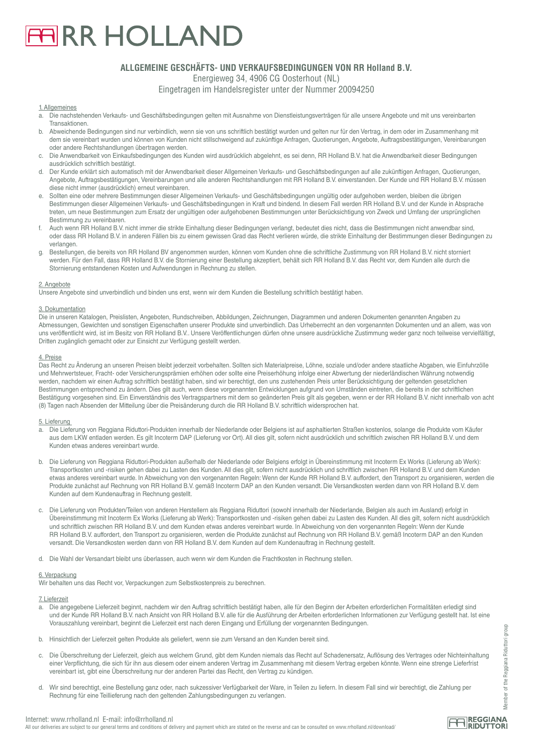# RR HOLLAND

## ALLGEMEINE GESCHÄFTS- UND VERKAUFSBEDINGUNGEN VON RR Holland B.V.

Energieweg 34, 4906 CG Oosterhout (NL)

Eingetragen im Handelsregister unter der Nummer 20094250

### 1. Allgemeines

a. Die nachstehenden Verkaufs- und Geschäftsbedingungen gelten mit Ausnahme von Dienstleistungsverträgen für alle unsere Angebote und mit uns vereinbarten Transaktionen.

b. Abweichende Bedingungen sind nur verbindlich, wenn sie von uns schriftlich bestätigt wurden und gelten nur für den Vertrag, in dem oder im Zusammenhang mit dem sie vereinbart wurden und können von Kunden nicht stillschweigend auf zukünftige Anfragen, Quotierungen, Angebote, Auftragsbestätigungen, Vereinbarungen oder andere Rechtshandlungen übertragen werden.

c. Die Anwendbarkeit von Einkaufsbedingungen des Kunden wird ausdrücklich abgelehnt, es sei denn, RR Holland B.V. hat die Anwendbarkeit dieser Bedingungen ausdrücklich schriftlich bestätigt.

d. Der Kunde erklärt sich automatisch mit der Anwendbarkeit dieser Allgemeinen Verkaufs- und Geschäftsbedingungen auf alle zukünftigen Anfragen, Quotierungen, Angebote, Auftragsbestätigungen, Vereinbarungen und alle anderen Rechtshandlungen mit RR Holland B.V. einverstanden. Der Kunde und RR Holland B.V. müssen diese nicht immer (ausdrücklich) erneut vereinbaren.

e. Sollten eine oder mehrere Bestimmungen dieser Allgemeinen Verkaufs- und Geschäftsbedingungen ungültig oder aufgehoben werden, bleiben die übrigen Bestimmungen dieser Allgemeinen Verkaufs- und Geschäftsbedingungen in Kraft und bindend. In diesem Fall werden RR Holland B.V. und der Kunde in Absprache treten, um neue Bestimmungen zum Ersatz der ungültigen oder aufgehobenen Bestimmungen unter Berücksichtigung von Zweck und Umfang der ursprünglichen Bestimmung zu vereinbaren.

f. Auch wenn RR Holland B.V. nicht immer die strikte Einhaltung dieser Bedingungen verlangt, bedeutet dies nicht, dass die Bestimmungen nicht anwendbar sind, oder dass RR Holland B.V. in anderen Fällen bis zu einem gewissen Grad das Recht verlieren würde, die strikte Einhaltung der Bestimmungen dieser Bedingungen zu verlangen.

g. Bestellungen, die bereits von RR Holland BV angenommen wurden, können vom Kunden ohne die schriftliche Zustimmung von RR Holland B.V. nicht storniert werden. Für den Fall, dass RR Holland B.V. die Stornierung einer Bestellung akzeptiert, behält sich RR Holland B.V. das Recht vor, dem Kunden alle durch die Stornierung entstandenen Kosten und Aufwendungen in Rechnung zu stellen.

### 2. Angebote

Unsere Angebote sind unverbindlich und binden uns erst, wenn wir dem Kunden die Bestellung schriftlich bestätigt haben.

### 3. Dokumentation

Die in unseren Katalogen, Preislisten, Angeboten, Rundschreiben, Abbildungen, Zeichnungen, Diagrammen und anderen Dokumenten genannten Angaben zu Abmessungen, Gewichten und sonstigen Eigenschaften unserer Produkte sind unverbindlich. Das Urheberrecht an den vorgenannten Dokumenten und an allem, was von uns veröffentlicht wird, ist im Besitz von RR Holland B.V.. Unsere Veröffentlichungen dürfen ohne unsere ausdrückliche Zustimmung weder ganz noch teilweise vervielfältigt, Dritten zugänglich gemacht oder zur Einsicht zur Verfügung gestellt werden.

### 4. Preise

Das Recht zu Änderung an unseren Preisen bleibt jederzeit vorbehalten. Sollten sich Materialpreise, Löhne, soziale und/oder andere staatliche Abgaben, wie Einfuhrzölle und Mehrwertsteuer, Fracht- oder Versicherungsprämien erhöhen oder sollte eine Preiserhöhung infolge einer Abwertung der niederländischen Währung notwendig werden, nachdem wir einen Auftrag schriftlich bestätigt haben, sind wir berechtigt, den uns zustehenden Preis unter Berücksichtigung der geltenden gesetzlichen Bestimmungen entsprechend zu ändern. Dies gilt auch, wenn diese vorgenannten Entwicklungen aufgrund von Umständen eintreten, die bereits in der schriftlichen Bestätigung vorgesehen sind. Ein Einverständnis des Vertragspartners mit dem so geänderten Preis gilt als gegeben, wenn er der RR Holland B.V. nicht innerhalb von acht (8) Tagen nach Absenden der Mitteilung über die Preisänderung durch die RR Holland B.V. schriftlich widersprochen hat.

### 5. Lieferung

a. Die Lieferung von Reggiana Riduttori-Produkten innerhalb der Niederlande oder Belgiens ist auf asphaltierten Straßen kostenlos, solange die Produkte vom Käufer aus dem LKW entladen werden. Es gilt Incoterm DAP (Lieferung vor Ort). All dies gilt, sofern nicht ausdrücklich und schriftlich zwischen RR Holland B.V. und dem Kunden etwas anderes vereinbart wurde.

b. Die Lieferung von Reggiana Riduttori-Produkten außerhalb der Niederlande oder Belgiens erfolgt in Übereinstimmung mit Incoterm Ex Works (Lieferung ab Werk): Transportkosten und -risiken gehen dabei zu Lasten des Kunden. All dies gilt, sofern nicht ausdrücklich und schriftlich zwischen RR Holland B.V. und dem Kunden etwas anderes vereinbart wurde. In Abweichung von den vorgenannten Regeln: Wenn der Kunde RR Holland B.V. auffordert, den Transport zu organisieren, werden die Produkte zunächst auf Rechnung von RR Holland B.V. gemäß Incoterm DAP an den Kunden versandt. Die Versandkosten werden dann von RR Holland B.V. dem Kunden auf dem Kundenauftrag in Rechnung gestellt.

c. Die Lieferung von Produkten/Teilen von anderen Herstellern als Reggiana Riduttori (sowohl innerhalb der Niederlande, Belgien als auch im Ausland) erfolgt in Übereinstimmung mit Incoterm Ex Works (Lieferung ab Werk): Transportkosten und -risiken gehen dabei zu Lasten des Kunden. All dies gilt, sofern nicht ausdrücklich und schriftlich zwischen RR Holland B.V. und dem Kunden etwas anderes vereinbart wurde. In Abweichung von den vorgenannten Regeln: Wenn der Kunde RR Holland B.V. auffordert, den Transport zu organisieren, werden die Produkte zunächst auf Rechnung von RR Holland B.V. gemäß Incoterm DAP an den Kunden versandt. Die Versandkosten werden dann von RR Holland B.V. dem Kunden auf dem Kundenauftrag in Rechnung gestellt.

d. Die Wahl der Versandart bleibt uns überlassen, auch wenn wir dem Kunden die Frachtkosten in Rechnung stellen.

### 6. Verpackung

Wir behalten uns das Recht vor, Verpackungen zum Selbstkostenpreis zu berechnen.

### 7. Lieferzeit

a. Die angegebene Lieferzeit beginnt, nachdem wir den Auftrag schriftlich bestätigt haben, alle für den Beginn der Arbeiten erforderlichen Formalitäten erledigt sind und der Kunde RR Holland B.V. nach Ansicht von RR Holland B.V. alle für die Ausführung der Arbeiten erforderlichen Informationen zur Verfügung gestellt hat. Ist eine Vorauszahlung vereinbart, beginnt die Lieferzeit erst nach deren Eingang und Erfüllung der vorgenannten Bedingungen.

b. Hinsichtlich der Lieferzeit gelten Produkte als geliefert, wenn sie zum Versand an den Kunden bereit sind.

c. Die Überschreitung der Lieferzeit, gleich aus welchem Grund, gibt dem Kunden niemals das Recht auf Schadenersatz, Auflösung des Vertrages oder Nichteinhaltung einer Verpflichtung, die sich für ihn aus diesem oder einem anderen Vertrag im Zusammenhang mit diesem Vertrag ergeben könnte. Wenn eine strenge Lieferfrist vereinbart ist, gibt eine Überschreitung nur der anderen Partei das Recht, den Vertrag zu kündigen.

d. Wir sind berechtigt, eine Bestellung ganz oder, nach sukzessiver Verfügbarkeit der Ware, in Teilen zu liefern. In diesem Fall sind wir berechtigt, die Zahlung per Rechnung für eine Teillieferung nach den geltenden Zahlungsbedingungen zu verlangen.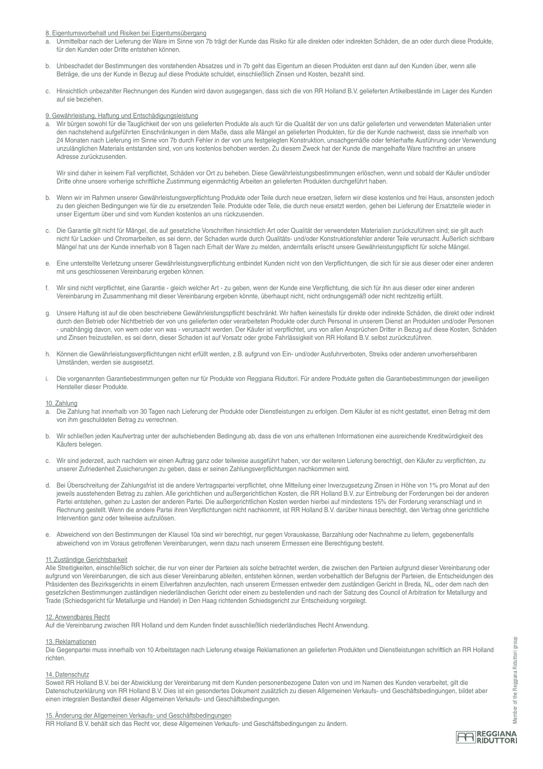8. Eigentumsvorbehalt und Risiken bei Eigentumsübergang

a. Unmittelbar nach der Lieferung der Ware im Sinne von 7b trägt der Kunde das Risiko für alle direkten oder indirekten Schäden, die an oder durch diese Produkte, für den Kunden oder Dritte entstehen können.

b. Unbeschadet der Bestimmungen des vorstehenden Absatzes und in 7b geht das Eigentum an diesen Produkten erst dann auf den Kunden über, wenn alle Beträge, die uns der Kunde in Bezug auf diese Produkte schuldet, einschließlich Zinsen und Kosten, bezahlt sind.

c. Hinsichtlich unbezahlter Rechnungen des Kunden wird davon ausgegangen, dass sich die von RR Holland B.V. gelieferten Artikelbestände im Lager des Kunden auf sie beziehen.

9. Gewährleistung, Haftung und Entschädigungsleistung

a. Wir bürgen sowohl für die Tauglichkeit der von uns gelieferten Produkte als auch für die Qualität der von uns dafür gelieferten und verwendeten Materialien unter den nachstehend aufgeführten Einschränkungen in dem Maße, dass alle Mängel an gelieferten Produkten, für die der Kunde nachweist, dass sie innerhalb von 24 Monaten nach Lieferung im Sinne von 7b durch Fehler in der von uns festgelegten Konstruktion, unsachgemäße oder fehlerhafte Ausführung oder Verwendung unzulänglichen Materials entstanden sind, von uns kostenlos behoben werden. Zu diesem Zweck hat der Kunde die mangelhafte Ware frachtfrei an unsere Adresse zurückzusenden.

   Wir sind daher in keinem Fall verpflichtet, Schäden vor Ort zu beheben. Diese Gewährleistungsbestimmungen erlöschen, wenn und sobald der Käufer und/oder Dritte ohne unsere vorherige schriftliche Zustimmung eigenmächtig Arbeiten an gelieferten Produkten durchgeführt haben.

b. Wenn wir im Rahmen unserer Gewährleistungsverpflichtung Produkte oder Teile durch neue ersetzen, liefern wir diese kostenlos und frei Haus, ansonsten jedoch zu den gleichen Bedingungen wie für die zu ersetzenden Teile. Produkte oder Teile, die durch neue ersetzt werden, gehen bei Lieferung der Ersatzteile wieder in unser Eigentum über und sind vom Kunden kostenlos an uns rückzusenden.

c. Die Garantie gilt nicht für Mängel, die auf gesetzliche Vorschriften hinsichtlich Art oder Qualität der verwendeten Materialien zurückzuführen sind; sie gilt auch nicht für Lackier- und Chromarbeiten, es sei denn, der Schaden wurde durch Qualitäts- und/oder Konstruktionsfehler anderer Teile verursacht. Äußerlich sichtbare Mängel hat uns der Kunde innerhalb von 8 Tagen nach Erhalt der Ware zu melden, andernfalls erlischt unsere Gewährleistungspflicht für solche Mängel.

e. Eine unterstellte Verletzung unserer Gewährleistungsverpflichtung entbindet Kunden nicht von den Verpflichtungen, die sich für sie aus dieser oder einer anderen mit uns geschlossenen Vereinbarung ergeben können.

f. Wir sind nicht verpflichtet, eine Garantie - gleich welcher Art - zu geben, wenn der Kunde eine Verpflichtung, die sich für ihn aus dieser oder einer anderen Vereinbarung im Zusammenhang mit dieser Vereinbarung ergeben könnte, überhaupt nicht, nicht ordnungsgemäß oder nicht rechtzeitig erfüllt.

g. Unsere Haftung ist auf die oben beschriebene Gewährleistungspflicht beschränkt. Wir haften keinesfalls für direkte oder indirekte Schäden, die direkt oder indirekt durch den Betrieb oder Nichtbetrieb der von uns gelieferten oder verarbeiteten Produkte oder durch Personal in unserem Dienst an Produkten und/oder Personen - unabhängig davon, von wem oder von was - verursacht werden. Der Käufer ist verpflichtet, uns von allen Ansprüchen Dritter in Bezug auf diese Kosten, Schäden und Zinsen freizustellen, es sei denn, dieser Schaden ist auf Vorsatz oder grobe Fahrlässigkeit von RR Holland B.V. selbst zurückzuführen.

h. Können die Gewährleistungsverpflichtungen nicht erfüllt werden, z.B. aufgrund von Ein- und/oder Ausfuhrverboten, Streiks oder anderen unvorhersehbaren Umständen, werden sie ausgesetzt.

i. Die vorgenannten Garantiebestimmungen gelten nur für Produkte von Reggiana Riduttori. Für andere Produkte gelten die Garantiebestimmungen der jeweiligen Hersteller dieser Produkte.

10. Zahlung

a. Die Zahlung hat innerhalb von 30 Tagen nach Lieferung der Produkte oder Dienstleistungen zu erfolgen. Dem Käufer ist es nicht gestattet, einen Betrag mit dem von ihm geschuldeten Betrag zu verrechnen.

b. Wir schließen jeden Kaufvertrag unter der aufschiebenden Bedingung ab, dass die von uns erhaltenen Informationen eine ausreichende Kreditwürdigkeit des Käufers belegen.

c. Wir sind jederzeit, auch nachdem wir einen Auftrag ganz oder teilweise ausgeführt haben, vor der weiteren Lieferung berechtigt, den Käufer zu verpflichten, zu unserer Zufriedenheit Zusicherungen zu geben, dass er seinen Zahlungsverpflichtungen nachkommen wird.

d. Bei Überschreitung der Zahlungsfrist ist die andere Vertragspartei verpflichtet, ohne Mitteilung einer Inverzugsetzung Zinsen in Höhe von 1% pro Monat auf den jeweils ausstehenden Betrag zu zahlen. Alle gerichtlichen und außergerichtlichen Kosten, die RR Holland B.V. zur Eintreibung der Forderungen bei der anderen Partei entstehen, gehen zu Lasten der anderen Partei. Die außergerichtlichen Kosten werden hierbei auf mindestens 15% der Forderung veranschlagt und in Rechnung gestellt. Wenn die andere Partei ihren Verpflichtungen nicht nachkommt, ist RR Holland B.V. darüber hinaus berechtigt, den Vertrag ohne gerichtliche Intervention ganz oder teilweise aufzulösen.

e. Abweichend von den Bestimmungen der Klausel 10a sind wir berechtigt, nur gegen Vorauskasse, Barzahlung oder Nachnahme zu liefern, gegebenenfalls abweichend von im Voraus getroffenen Vereinbarungen, wenn dazu nach unserem Ermessen eine Berechtigung besteht.

11. Zuständige Gerichtsbarkeit

Alle Streitigkeiten, einschließlich solcher, die nur von einer der Parteien als solche betrachtet werden, die zwischen den Parteien aufgrund dieser Vereinbarung oder aufgrund von Vereinbarungen, die sich aus dieser Vereinbarung ableiten, entstehen können, werden vorbehaltlich der Befugnis der Parteien, die Entscheidungen des Präsidenten des Bezirksgerichts in einem Eilverfahren anzufechten, nach unserem Ermessen entweder dem zuständigen Gericht in Breda, NL, oder dem nach den gesetzlichen Bestimmungen zuständigen niederländischen Gericht oder einem zu bestellenden und nach der Satzung des Council of Arbitration for Metallurgy and Trade (Schiedsgericht für Metallurgie und Handel) in Den Haag richtenden Schiedsgericht zur Entscheidung vorgelegt.

12. Anwendbares Recht

Auf die Vereinbarung zwischen RR Holland und dem Kunden findet ausschließlich niederländisches Recht Anwendung.

13. Reklamationen

Die Gegenpartei muss innerhalb von 10 Arbeitstagen nach Lieferung etwaige Reklamationen an gelieferten Produkten und Dienstleistungen schriftlich an RR Holland richten.

14. Datenschutz

Soweit RR Holland B.V. bei der Abwicklung der Vereinbarung mit dem Kunden personenbezogene Daten von und im Namen des Kunden verarbeitet, gilt die Datenschutzerklärung von RR Holland B.V. Dies ist ein gesondertes Dokument zusätzlich zu diesen Allgemeinen Verkaufs- und Geschäftsbedingungen, bildet aber einen integralen Bestandteil dieser Allgemeinen Verkaufs- und Geschäftsbedingungen.

15. Änderung der Allgemeinen Verkaufs- und Geschäftsbedingungen

RR Holland B.V. behält sich das Recht vor, diese Allgemeinen Verkaufs- und Geschäftsbedingungen zu ändern.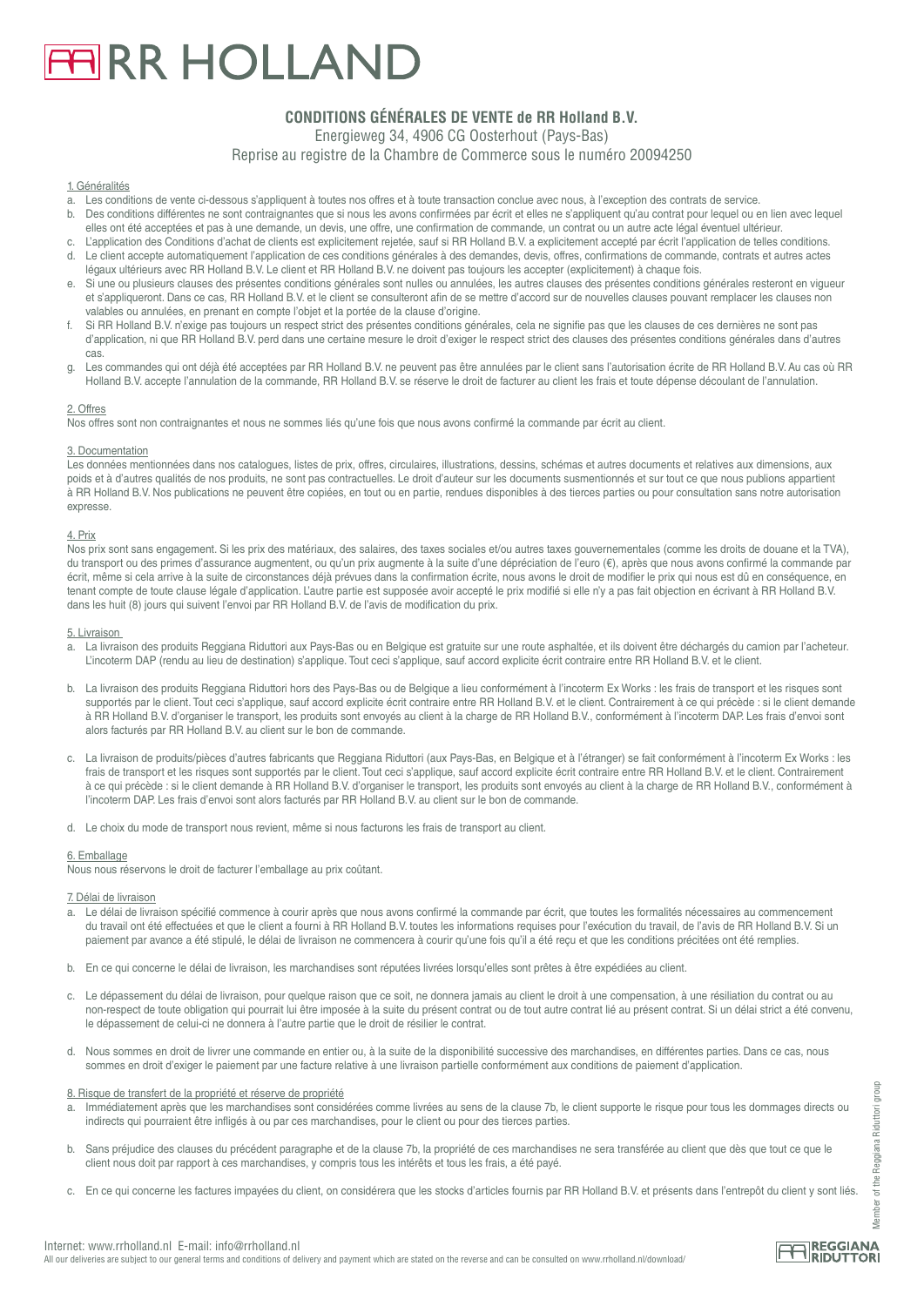# RR HOLLAND

## CONDITIONS GÉNÉRALES DE VENTE de RR Holland B.V.

Energieweg 34, 4906 CG Oosterhout (Pays-Bas)

Reprise au registre de la Chambre de Commerce sous le numéro 20094250

### 1. Généralités

a. Les conditions de vente ci-dessous s'appliquent à toutes nos offres et à toute transaction conclue avec nous, à l'exception des contrats de service.

b. Des conditions différentes ne sont contraignantes que si nous les avons confirmées par écrit et elles ne s'appliquent qu'au contrat pour lequel ou en lien avec lequel elles ont été acceptées et pas à une demande, un devis, une offre, une confirmation de commande, un contrat ou un autre acte légal éventuel ultérieur.

c. L'application des Conditions d'achat de clients est explicitement rejetée, sauf si RR Holland B.V. a explicitement accepté par écrit l'application de telles conditions.

d. Le client accepte automatiquement l'application de ces conditions générales à des demandes, devis, offres, confirmations de commande, contrats et autres actes légaux ultérieurs avec RR Holland B.V. Le client et RR Holland B.V. ne doivent pas toujours les accepter (explicitement) à chaque fois.

e. Si une ou plusieurs clauses des présentes conditions générales sont nulles ou annulées, les autres clauses des présentes conditions générales resteront en vigueur et s'appliqueront. Dans ce cas, RR Holland B.V. et le client se consulteront afin de se mettre d'accord sur de nouvelles clauses pouvant remplacer les clauses non valables ou annulées, en prenant en compte l'objet et la portée de la clause d'origine.

f. Si RR Holland B.V. n'exige pas toujours un respect strict des présentes conditions générales, cela ne signifie pas que les clauses de ces dernières ne sont pas d'application, ni que RR Holland B.V. perd dans une certaine mesure le droit d'exiger le respect strict des clauses des présentes conditions générales dans d'autres cas.

g. Les commandes qui ont déjà été acceptées par RR Holland B.V. ne peuvent pas être annulées par le client sans l'autorisation écrite de RR Holland B.V. Au cas où RR Holland B.V. accepte l'annulation de la commande, RR Holland B.V. se réserve le droit de facturer au client les frais et toute dépense découlant de l'annulation.

### 2. Offres

Nos offres sont non contraignantes et nous ne sommes liés qu'une fois que nous avons confirmé la commande par écrit au client.

### 3. Documentation

Les données mentionnées dans nos catalogues, listes de prix, offres, circulaires, illustrations, dessins, schémas et autres documents et relatives aux dimensions, aux poids et à d'autres qualités de nos produits, ne sont pas contractuelles. Le droit d'auteur sur les documents susmentionnés et sur tout ce que nous publions appartient à RR Holland B.V. Nos publications ne peuvent être copiées, en tout ou en partie, rendues disponibles à des tierces parties ou pour consultation sans notre autorisation expresse.

### 4. Prix

Nos prix sont sans engagement. Si les prix des matériaux, des salaires, des taxes sociales et/ou autres taxes gouvernementales (comme les droits de douane et la TVA), du transport ou des primes d'assurance augmentent, ou qu'un prix augmente à la suite d'une dépréciation de l'euro (€), après que nous avons confirmé la commande par écrit, même si cela arrive à la suite de circonstances déjà prévues dans la confirmation écrite, nous avons le droit de modifier le prix qui nous est dû en conséquence, en tenant compte de toute clause légale d'application. L'autre partie est supposée avoir accepté le prix modifié si elle n'y a pas fait objection en écrivant à RR Holland B.V. dans les huit (8) jours qui suivent l'envoi par RR Holland B.V. de l'avis de modification du prix.

### 5. Livraison

a. La livraison des produits Reggiana Riduttori aux Pays-Bas ou en Belgique est gratuite sur une route asphaltée, et ils doivent être déchargés du camion par l'acheteur. L'incoterm DAP (rendu au lieu de destination) s'applique. Tout ceci s'applique, sauf accord explicite écrit contraire entre RR Holland B.V. et le client.

b. La livraison des produits Reggiana Riduttori hors des Pays-Bas ou de Belgique a lieu conformément à l'incoterm Ex Works : les frais de transport et les risques sont supportés par le client. Tout ceci s'applique, sauf accord explicite écrit contraire entre RR Holland B.V. et le client. Contrairement à ce qui précède : si le client demande à RR Holland B.V. d'organiser le transport, les produits sont envoyés au client à la charge de RR Holland B.V., conformément à l'incoterm DAP. Les frais d'envoi sont alors facturés par RR Holland B.V. au client sur le bon de commande.

c. La livraison de produits/pièces d'autres fabricants que Reggiana Riduttori (aux Pays-Bas, en Belgique et à l'étranger) se fait conformément à l'incoterm Ex Works : les frais de transport et les risques sont supportés par le client. Tout ceci s'applique, sauf accord explicite écrit contraire entre RR Holland B.V. et le client. Contrairement à ce qui précède : si le client demande à RR Holland B.V. d'organiser le transport, les produits sont envoyés au client à la charge de RR Holland B.V., conformément à l'incoterm DAP. Les frais d'envoi sont alors facturés par RR Holland B.V. au client sur le bon de commande.

d. Le choix du mode de transport nous revient, même si nous facturons les frais de transport au client.

### 6. Emballage

Nous nous réservons le droit de facturer l'emballage au prix coûtant.

### 7. Délai de livraison

a. Le délai de livraison spécifié commence à courir après que nous avons confirmé la commande par écrit, que toutes les formalités nécessaires au commencement du travail ont été effectuées et que le client a fourni à RR Holland B.V. toutes les informations requises pour l'exécution du travail, de l'avis de RR Holland B.V. Si un paiement par avance a été stipulé, le délai de livraison ne commencera à courir qu'une fois qu'il a été reçu et que les conditions précitées ont été remplies.

b. En ce qui concerne le délai de livraison, les marchandises sont réputées livrées lorsqu'elles sont prêtes à être expédiées au client.

c. Le dépassement du délai de livraison, pour quelque raison que ce soit, ne donnera jamais au client le droit à une compensation, à une résiliation du contrat ou au non-respect de toute obligation qui pourrait lui être imposée à la suite du présent contrat ou de tout autre contrat lié au présent contrat. Si un délai strict a été convenu, le dépassement de celui-ci ne donnera à l'autre partie que le droit de résilier le contrat.

d. Nous sommes en droit de livrer une commande en entier ou, à la suite de la disponibilité successive des marchandises, en différentes parties. Dans ce cas, nous sommes en droit d'exiger le paiement par une facture relative à une livraison partielle conformément aux conditions de paiement d'application.

### 8. Risque de transfert de la propriété et réserve de propriété

a. Immédiatement après que les marchandises sont considérées comme livrées au sens de la clause 7b, le client supporte le risque pour tous les dommages directs ou indirects qui pourraient être infligés à ou par ces marchandises, pour le client ou pour des tierces parties.

b. Sans préjudice des clauses du précédent paragraphe et de la clause 7b, la propriété de ces marchandises ne sera transférée au client que dès que tout ce que le client nous doit par rapport à ces marchandises, y compris tous les intérêts et tous les frais, a été payé.

c. En ce qui concerne les factures impayées du client, on considérera que les stocks d'articles fournis par RR Holland B.V. et présents dans l'entrepôt du client y sont liés.

Internet: www.rrholland.nl E-mail: info@rrholland.nl

All our deliveries are subject to our general terms and conditions of delivery and payment which are stated on the reverse and can be consulted on www.rrholland.nl/download/

Member of the Reggiana Riduttori group

REGGIANA RIDUTTORI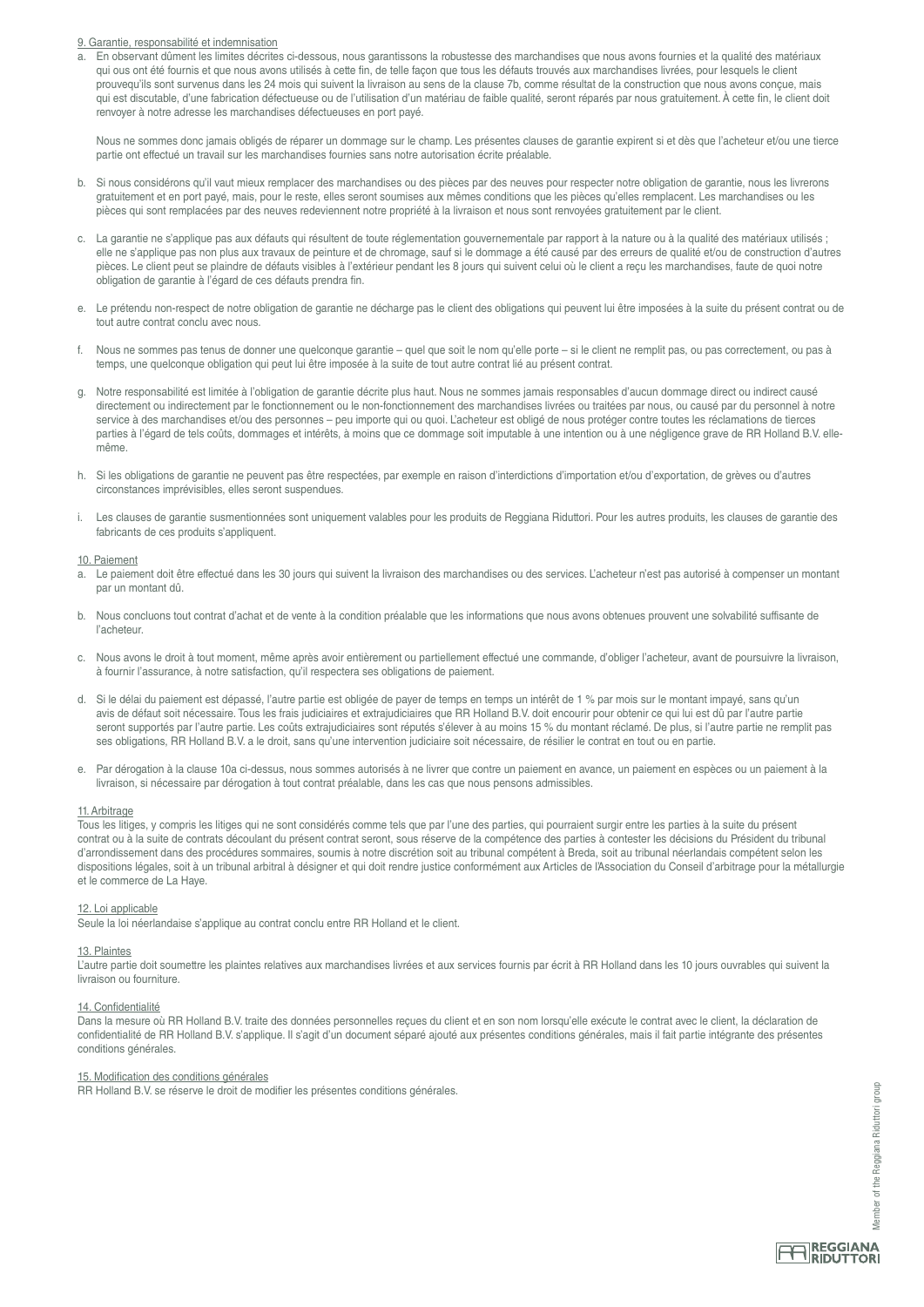9. Garantie, responsabilité et indemnisation

a. En observant dûment les limites décrites ci-dessous, nous garantissons la robustesse des marchandises que nous avons fournies et la qualité des matériaux qui ous ont été fournis et que nous avons utilisés à cette fin, de telle façon que tous les défauts trouvés aux marchandises livrées, pour lesquels le client prouvequ'ils sont survenus dans les 24 mois qui suivent la livraison au sens de la clause 7b, comme résultat de la construction que nous avons conçue, mais qui est discutable, d'une fabrication défectueuse ou de l'utilisation d'un matériau de faible qualité, seront réparés par nous gratuitement. À cette fin, le client doit renvoyer à notre adresse les marchandises défectueuses en port payé.

   Nous ne sommes donc jamais obligés de réparer un dommage sur le champ. Les présentes clauses de garantie expirent si et dès que l'acheteur et/ou une tierce partie ont effectué un travail sur les marchandises fournies sans notre autorisation écrite préalable.

b. Si nous considérons qu'il vaut mieux remplacer des marchandises ou des pièces par des neuves pour respecter notre obligation de garantie, nous les livrerons gratuitement et en port payé, mais, pour le reste, elles seront soumises aux mêmes conditions que les pièces qu'elles remplacent. Les marchandises ou les pièces qui sont remplacées par des neuves redeviennent notre propriété à la livraison et nous sont renvoyées gratuitement par le client.

c. La garantie ne s'applique pas aux défauts qui résultent de toute réglementation gouvernementale par rapport à la nature ou à la qualité des matériaux utilisés ; elle ne s'applique pas non plus aux travaux de peinture et de chromage, sauf si le dommage a été causé par des erreurs de qualité et/ou de construction d'autres pièces. Le client peut se plaindre de défauts visibles à l'extérieur pendant les 8 jours qui suivent celui où le client a reçu les marchandises, faute de quoi notre obligation de garantie à l'égard de ces défauts prendra fin.

e. Le prétendu non-respect de notre obligation de garantie ne décharge pas le client des obligations qui peuvent lui être imposées à la suite du présent contrat ou de tout autre contrat conclu avec nous.

f. Nous ne sommes pas tenus de donner une quelconque garantie – quel que soit le nom qu'elle porte – si le client ne remplit pas, ou pas correctement, ou pas à temps, une quelconque obligation qui peut lui être imposée à la suite de tout autre contrat lié au présent contrat.

g. Notre responsabilité est limitée à l'obligation de garantie décrite plus haut. Nous ne sommes jamais responsables d'aucun dommage direct ou indirect causé directement ou indirectement par le fonctionnement ou le non-fonctionnement des marchandises livrées ou traitées par nous, ou causé par du personnel à notre service à des marchandises et/ou des personnes – peu importe qui ou quoi. L'acheteur est obligé de nous protéger contre toutes les réclamations de tierces parties à l'égard de tels coûts, dommages et intérêts, à moins que ce dommage soit imputable à une intention ou à une négligence grave de RR Holland B.V. elle-même.

h. Si les obligations de garantie ne peuvent pas être respectées, par exemple en raison d'interdictions d'importation et/ou d'exportation, de grèves ou d'autres circonstances imprévisibles, elles seront suspendues.

i. Les clauses de garantie susmentionnées sont uniquement valables pour les produits de Reggiana Riduttori. Pour les autres produits, les clauses de garantie des fabricants de ces produits s'appliquent.

10. Paiement

a. Le paiement doit être effectué dans les 30 jours qui suivent la livraison des marchandises ou des services. L'acheteur n'est pas autorisé à compenser un montant par un montant dû.

b. Nous concluons tout contrat d'achat et de vente à la condition préalable que les informations que nous avons obtenues prouvent une solvabilité suffisante de l'acheteur.

c. Nous avons le droit à tout moment, même après avoir entièrement ou partiellement effectué une commande, d'obliger l'acheteur, avant de poursuivre la livraison, à fournir l'assurance, à notre satisfaction, qu'il respectera ses obligations de paiement.

d. Si le délai du paiement est dépassé, l'autre partie est obligée de payer de temps en temps un intérêt de 1 % par mois sur le montant impayé, sans qu'un avis de défaut soit nécessaire. Tous les frais judiciaires et extrajudiciaires que RR Holland B.V. doit encourir pour obtenir ce qui lui est dû par l'autre partie seront supportés par l'autre partie. Les coûts extrajudiciaires sont réputés s'élever à au moins 15 % du montant réclamé. De plus, si l'autre partie ne remplit pas ses obligations, RR Holland B.V. a le droit, sans qu'une intervention judiciaire soit nécessaire, de résilier le contrat en tout ou en partie.

e. Par dérogation à la clause 10a ci-dessus, nous sommes autorisés à ne livrer que contre un paiement en avance, un paiement en espèces ou un paiement à la livraison, si nécessaire par dérogation à tout contrat préalable, dans les cas que nous pensons admissibles.

11. Arbitrage

Tous les litiges, y compris les litiges qui ne sont considérés comme tels que par l'une des parties, qui pourraient surgir entre les parties à la suite du présent contrat ou à la suite de contrats découlant du présent contrat seront, sous réserve de la compétence des parties à contester les décisions du Président du tribunal d'arrondissement dans des procédures sommaires, soumis à notre discrétion soit au tribunal compétent à Breda, soit au tribunal néerlandais compétent selon les dispositions légales, soit à un tribunal arbitral à désigner et qui doit rendre justice conformément aux Articles de l'Association du Conseil d'arbitrage pour la métallurgie et le commerce de La Haye.

12. Loi applicable

Seule la loi néerlandaise s'applique au contrat conclu entre RR Holland et le client.

13. Plaintes

L'autre partie doit soumettre les plaintes relatives aux marchandises livrées et aux services fournis par écrit à RR Holland dans les 10 jours ouvrables qui suivent la livraison ou fourniture.

14. Confidentialité

Dans la mesure où RR Holland B.V. traite des données personnelles reçues du client et en son nom lorsqu'elle exécute le contrat avec le client, la déclaration de confidentialité de RR Holland B.V. s'applique. Il s'agit d'un document séparé ajouté aux présentes conditions générales, mais il fait partie intégrante des présentes conditions générales.

15. Modification des conditions générales

RR Holland B.V. se réserve le droit de modifier les présentes conditions générales.

Member of the Reggiana Riduttori group

REGGIANA RIDUTTORI